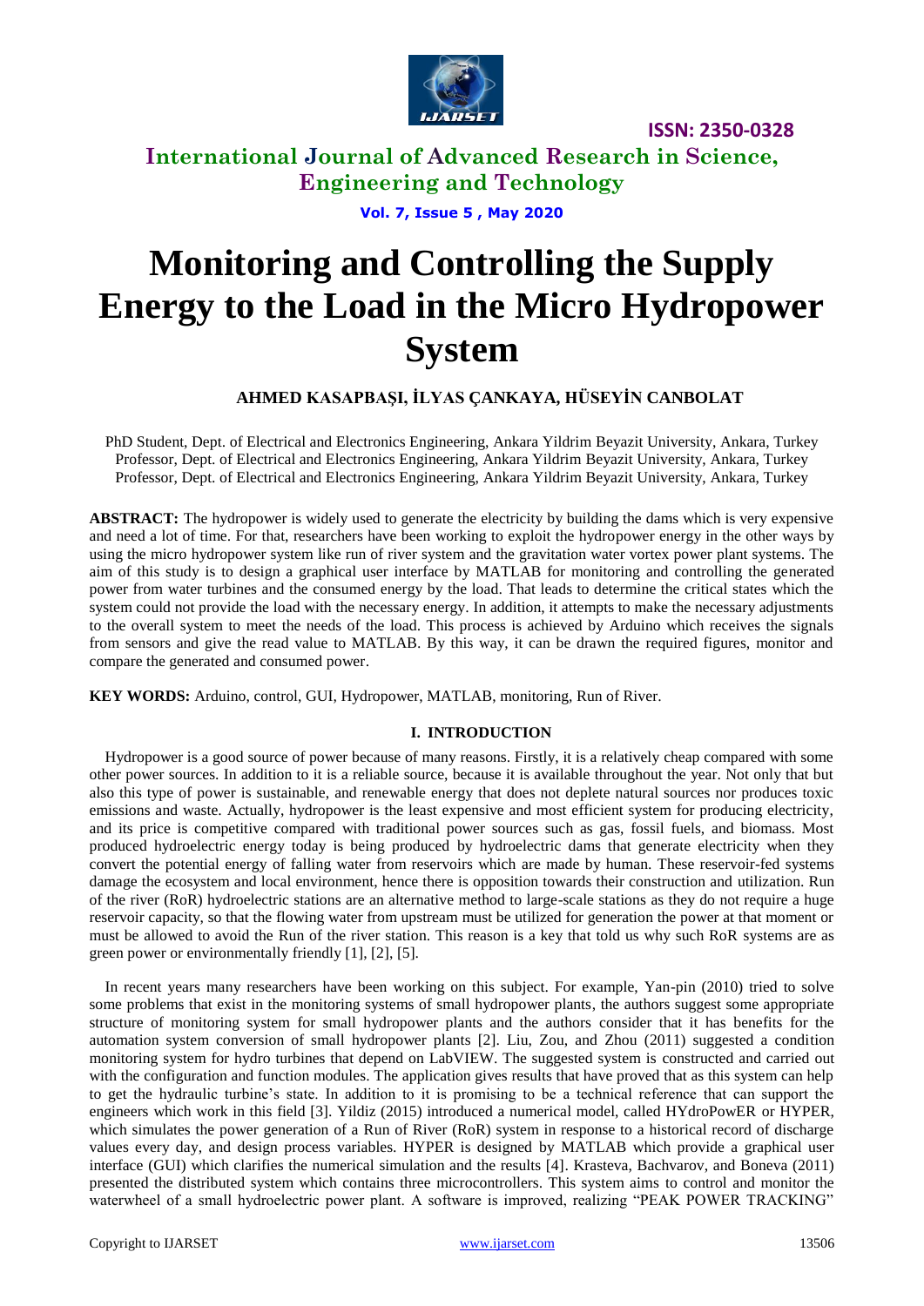# Monitoring and Controlling the Supply Energy to the Load in the Micro Hydropower System

**AHMED KASAPBAŞI, İLYAS ÇANKAYA, HÜSEYİN CANBOLAT**

PhD Student, Dept. of Electrical and Electronics Engineering, Ankara Yildrim Beyazit University, Ankara, Turkey
Professor, Dept. of Electrical and Electronics Engineering, Ankara Yildrim Beyazit University, Ankara, Turkey
Professor, Dept. of Electrical and Electronics Engineering, Ankara Yildrim Beyazit University, Ankara, Turkey

**ABSTRACT:** The hydropower is widely used to generate the electricity by building the dams which is very expensive and need a lot of time. For that, researchers have been working to exploit the hydropower energy in the other ways by using the micro hydropower system like run of river system and the gravitation water vortex power plant systems. The aim of this study is to design a graphical user interface by MATLAB for monitoring and controlling the generated power from water turbines and the consumed energy by the load. That leads to determine the critical states which the system could not provide the load with the necessary energy. In addition, it attempts to make the necessary adjustments to the overall system to meet the needs of the load. This process is achieved by Arduino which receives the signals from sensors and give the read value to MATLAB. By this way, it can be drawn the required figures, monitor and compare the generated and consumed power.

**KEY WORDS:** Arduino, control, GUI, Hydropower, MATLAB, monitoring, Run of River.

## I. INTRODUCTION

Hydropower is a good source of power because of many reasons. Firstly, it is a relatively cheap compared with some other power sources. In addition to it is a reliable source, because it is available throughout the year. Not only that but also this type of power is sustainable, and renewable energy that does not deplete natural sources nor produces toxic emissions and waste. Actually, hydropower is the least expensive and most efficient system for producing electricity, and its price is competitive compared with traditional power sources such as gas, fossil fuels, and biomass. Most produced hydroelectric energy today is being produced by hydroelectric dams that generate electricity when they convert the potential energy of falling water from reservoirs which are made by human. These reservoir-fed systems damage the ecosystem and local environment, hence there is opposition towards their construction and utilization. Run of the river (RoR) hydroelectric stations are an alternative method to large-scale stations as they do not require a huge reservoir capacity, so that the flowing water from upstream must be utilized for generation the power at that moment or must be allowed to avoid the Run of the river station. This reason is a key that told us why such RoR systems are as green power or environmentally friendly [1], [2], [5].

In recent years many researchers have been working on this subject. For example, Yan-pin (2010) tried to solve some problems that exist in the monitoring systems of small hydropower plants, the authors suggest some appropriate structure of monitoring system for small hydropower plants and the authors consider that it has benefits for the automation system conversion of small hydropower plants [2]. Liu, Zou, and Zhou (2011) suggested a condition monitoring system for hydro turbines that depend on LabVIEW. The suggested system is constructed and carried out with the configuration and function modules. The application gives results that have proved that as this system can help to get the hydraulic turbine's state. In addition to it is promising to be a technical reference that can support the engineers which work in this field [3]. Yildiz (2015) introduced a numerical model, called HYdroPowER or HYPER, which simulates the power generation of a Run of River (RoR) system in response to a historical record of discharge values every day, and design process variables. HYPER is designed by MATLAB which provide a graphical user interface (GUI) which clarifies the numerical simulation and the results [4]. Krasteva, Bachvarov, and Boneva (2011) presented the distributed system which contains three microcontrollers. This system aims to control and monitor the waterwheel of a small hydroelectric power plant. A software is improved, realizing "PEAK POWER TRACKING"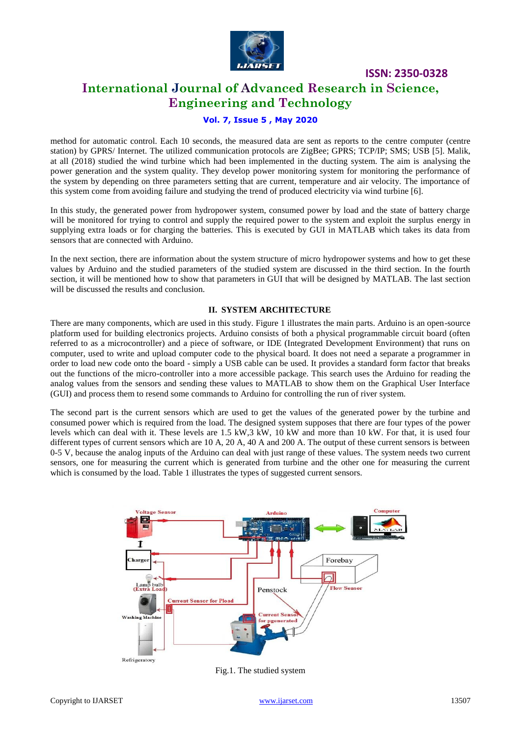method for automatic control. Each 10 seconds, the measured data are sent as reports to the centre computer (centre station) by GPRS/ Internet. The utilized communication protocols are ZigBee; GPRS; TCP/IP; SMS; USB [5]. Malik, at all (2018) studied the wind turbine which had been implemented in the ducting system. The aim is analysing the power generation and the system quality. They develop power monitoring system for monitoring the performance of the system by depending on three parameters setting that are current, temperature and air velocity. The importance of this system come from avoiding failure and studying the trend of produced electricity via wind turbine [6].

In this study, the generated power from hydropower system, consumed power by load and the state of battery charge will be monitored for trying to control and supply the required power to the system and exploit the surplus energy in supplying extra loads or for charging the batteries. This is executed by GUI in MATLAB which takes its data from sensors that are connected with Arduino.

In the next section, there are information about the system structure of micro hydropower systems and how to get these values by Arduino and the studied parameters of the studied system are discussed in the third section. In the fourth section, it will be mentioned how to show that parameters in GUI that will be designed by MATLAB. The last section will be discussed the results and conclusion.

## II. SYSTEM ARCHITECTURE

There are many components, which are used in this study. Figure 1 illustrates the main parts. Arduino is an open-source platform used for building electronics projects. Arduino consists of both a physical programmable circuit board (often referred to as a microcontroller) and a piece of software, or IDE (Integrated Development Environment) that runs on computer, used to write and upload computer code to the physical board. It does not need a separate a programmer in order to load new code onto the board - simply a USB cable can be used. It provides a standard form factor that breaks out the functions of the micro-controller into a more accessible package. This search uses the Arduino for reading the analog values from the sensors and sending these values to MATLAB to show them on the Graphical User Interface (GUI) and process them to resend some commands to Arduino for controlling the run of river system.

The second part is the current sensors which are used to get the values of the generated power by the turbine and consumed power which is required from the load. The designed system supposes that there are four types of the power levels which can deal with it. These levels are 1.5 kW,3 kW, 10 kW and more than 10 kW. For that, it is used four different types of current sensors which are 10 A, 20 A, 40 A and 200 A. The output of these current sensors is between 0-5 V, because the analog inputs of the Arduino can deal with just range of these values. The system needs two current sensors, one for measuring the current which is generated from turbine and the other one for measuring the current which is consumed by the load. Table 1 illustrates the types of suggested current sensors.

Fig.1. The studied system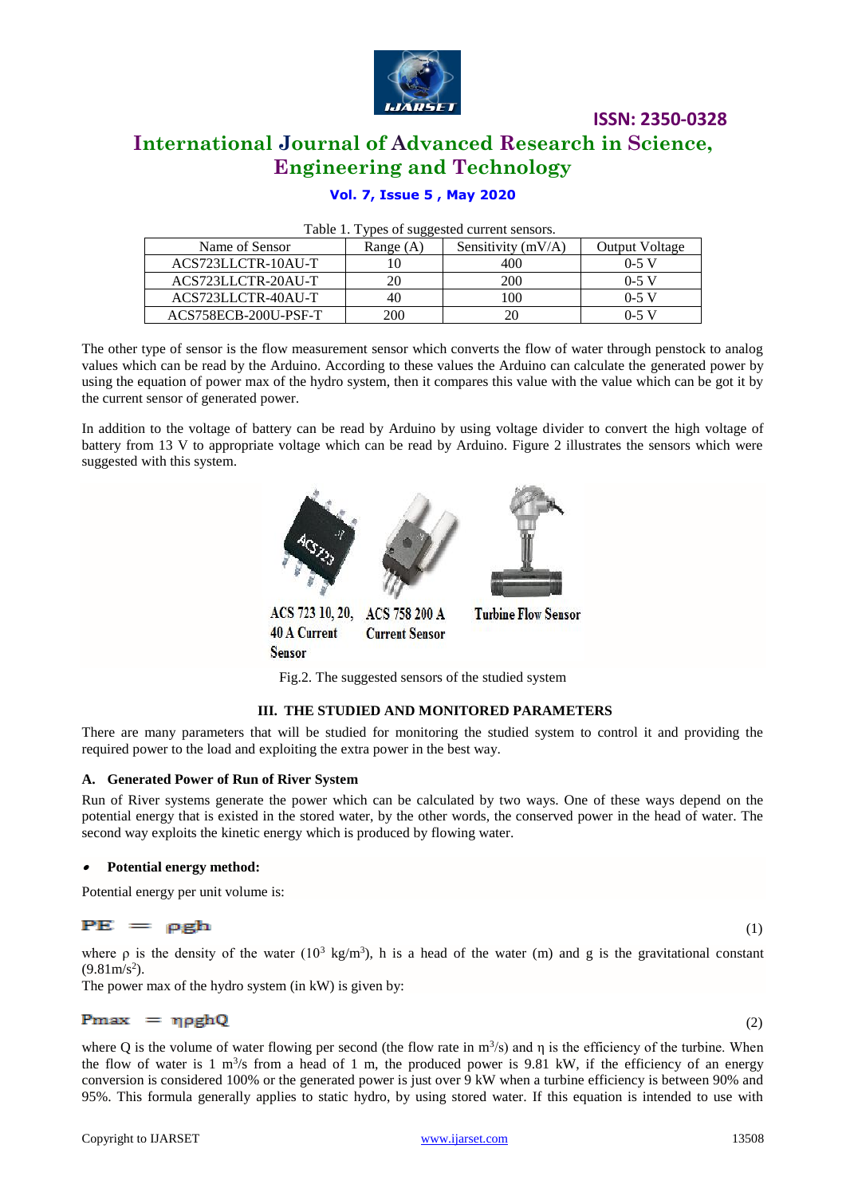Table 1. Types of suggested current sensors.

| Name of Sensor | Range (A) | Sensitivity (mV/A) | Output Voltage |
|---|---|---|---|
| ACS723LLCTR-10AU-T | 10 | 400 | 0-5 V |
| ACS723LLCTR-20AU-T | 20 | 200 | 0-5 V |
| ACS723LLCTR-40AU-T | 40 | 100 | 0-5 V |
| ACS758ECB-200U-PSF-T | 200 | 20 | 0-5 V |

The other type of sensor is the flow measurement sensor which converts the flow of water through penstock to analog values which can be read by the Arduino. According to these values the Arduino can calculate the generated power by using the equation of power max of the hydro system, then it compares this value with the value which can be got it by the current sensor of generated power.

In addition to the voltage of battery can be read by Arduino by using voltage divider to convert the high voltage of battery from 13 V to appropriate voltage which can be read by Arduino. Figure 2 illustrates the sensors which were suggested with this system.

ACS 723 10, 20, 40 A Current Sensor — ACS 758 200 A Current Sensor — Turbine Flow Sensor

Fig.2. The suggested sensors of the studied system

## III. THE STUDIED AND MONITORED PARAMETERS

There are many parameters that will be studied for monitoring the studied system to control it and providing the required power to the load and exploiting the extra power in the best way.

### A. Generated Power of Run of River System

Run of River systems generate the power which can be calculated by two ways. One of these ways depend on the potential energy that is existed in the stored water, by the other words, the conserved power in the head of water. The second way exploits the kinetic energy which is produced by flowing water.

- **Potential energy method:**

Potential energy per unit volume is:

$$PE = \rho g h \tag{1}$$

where $\rho$ is the density of the water ($10^3$ kg/m$^3$), h is a head of the water (m) and g is the gravitational constant (9.81m/s$^2$).

The power max of the hydro system (in kW) is given by:

$$P_{max} = \eta \rho g h Q \tag{2}$$

where Q is the volume of water flowing per second (the flow rate in m$^3$/s) and $\eta$ is the efficiency of the turbine. When the flow of water is 1 m$^3$/s from a head of 1 m, the produced power is 9.81 kW, if the efficiency of an energy conversion is considered 100% or the generated power is just over 9 kW when a turbine efficiency is between 90% and 95%. This formula generally applies to static hydro, by using stored water. If this equation is intended to use with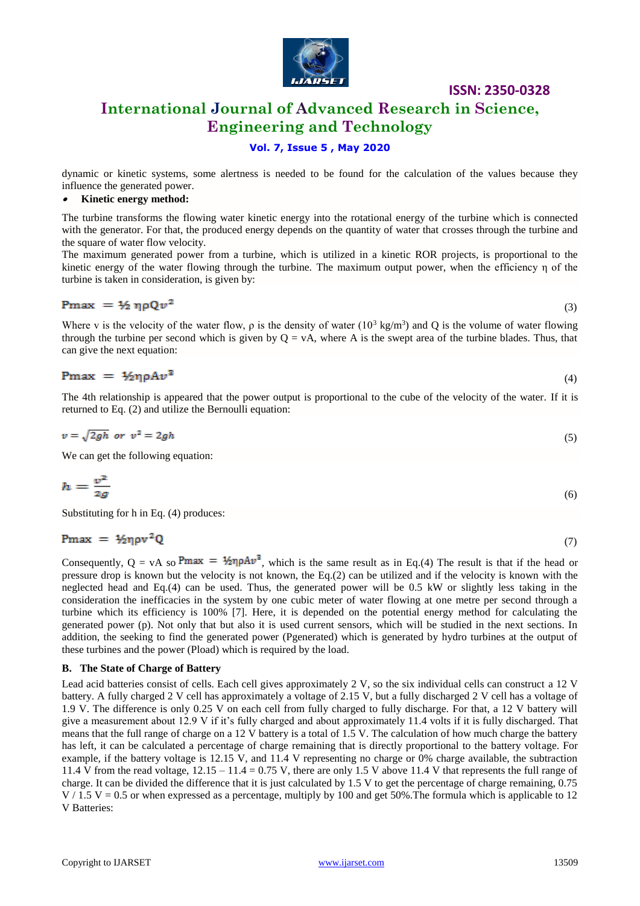dynamic or kinetic systems, some alertness is needed to be found for the calculation of the values because they influence the generated power.

- **Kinetic energy method:**

The turbine transforms the flowing water kinetic energy into the rotational energy of the turbine which is connected with the generator. For that, the produced energy depends on the quantity of water that crosses through the turbine and the square of water flow velocity.

The maximum generated power from a turbine, which is utilized in a kinetic ROR projects, is proportional to the kinetic energy of the water flowing through the turbine. The maximum output power, when the efficiency η of the turbine is taken in consideration, is given by:

$$P_{max} = ½ \eta \rho Q v^2 \tag{3}$$

Where v is the velocity of the water flow, ρ is the density of water ($10^3$ kg/m$^3$) and Q is the volume of water flowing through the turbine per second which is given by Q = vA, where A is the swept area of the turbine blades. Thus, that can give the next equation:

$$P_{max} = ½ \eta \rho A v^3 \tag{4}$$

The 4th relationship is appeared that the power output is proportional to the cube of the velocity of the water. If it is returned to Eq. (2) and utilize the Bernoulli equation:

$$v = \sqrt{2gh} \;\; or \;\; v^2 = 2gh \tag{5}$$

We can get the following equation:

$$h = \frac{v^2}{2g} \tag{6}$$

Substituting for h in Eq. (4) produces:

$$P_{max} = ½ \eta \rho v^2 Q \tag{7}$$

Consequently, Q = vA so $P_{max} = ½ \eta \rho A v^3$, which is the same result as in Eq.(4) The result is that if the head or pressure drop is known but the velocity is not known, the Eq.(2) can be utilized and if the velocity is known with the neglected head and Eq.(4) can be used. Thus, the generated power will be 0.5 kW or slightly less taking in the consideration the inefficacies in the system by one cubic meter of water flowing at one metre per second through a turbine which its efficiency is 100% [7]. Here, it is depended on the potential energy method for calculating the generated power (p). Not only that but also it is used current sensors, which will be studied in the next sections. In addition, the seeking to find the generated power (Pgenerated) which is generated by hydro turbines at the output of these turbines and the power (Pload) which is required by the load.

### B. The State of Charge of Battery

Lead acid batteries consist of cells. Each cell gives approximately 2 V, so the six individual cells can construct a 12 V battery. A fully charged 2 V cell has approximately a voltage of 2.15 V, but a fully discharged 2 V cell has a voltage of 1.9 V. The difference is only 0.25 V on each cell from fully charged to fully discharge. For that, a 12 V battery will give a measurement about 12.9 V if it's fully charged and about approximately 11.4 volts if it is fully discharged. That means that the full range of charge on a 12 V battery is a total of 1.5 V. The calculation of how much charge the battery has left, it can be calculated a percentage of charge remaining that is directly proportional to the battery voltage. For example, if the battery voltage is 12.15 V, and 11.4 V representing no charge or 0% charge available, the subtraction 11.4 V from the read voltage, 12.15 – 11.4 = 0.75 V, there are only 1.5 V above 11.4 V that represents the full range of charge. It can be divided the difference that it is just calculated by 1.5 V to get the percentage of charge remaining, 0.75 V / 1.5 V = 0.5 or when expressed as a percentage, multiply by 100 and get 50%.The formula which is applicable to 12 V Batteries: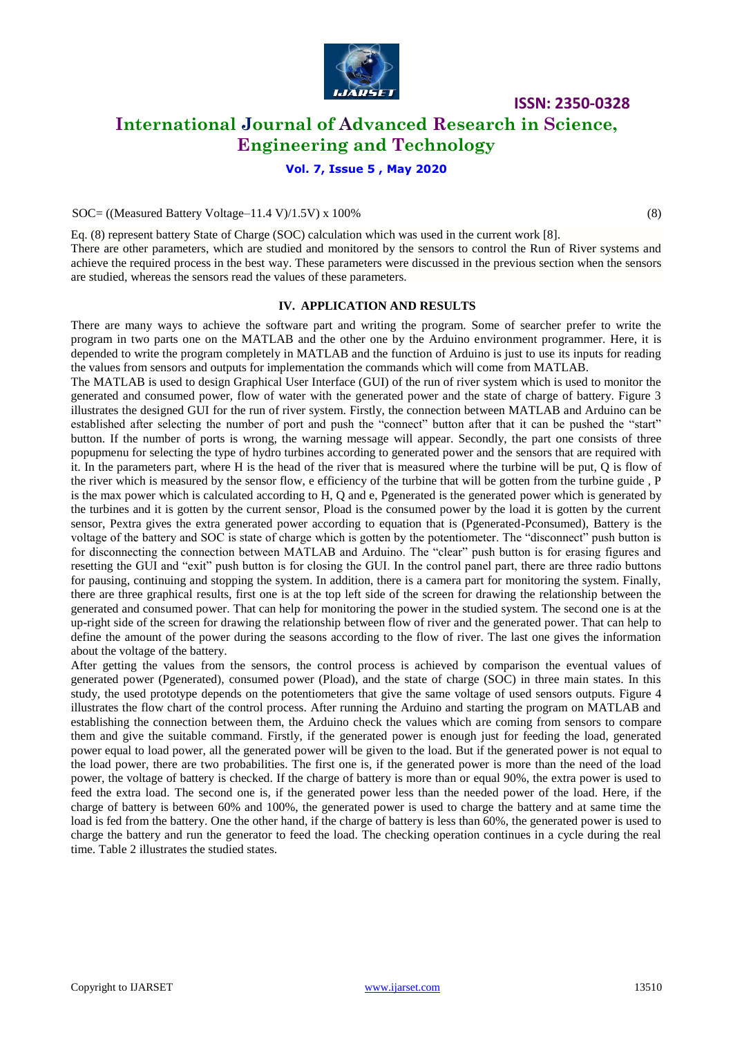$$\text{SOC} = ((\text{Measured Battery Voltage} - 11.4\ \text{V})/1.5\text{V}) \times 100\% \qquad (8)$$

Eq. (8) represent battery State of Charge (SOC) calculation which was used in the current work [8].

There are other parameters, which are studied and monitored by the sensors to control the Run of River systems and achieve the required process in the best way. These parameters were discussed in the previous section when the sensors are studied, whereas the sensors read the values of these parameters.

## IV. APPLICATION AND RESULTS

There are many ways to achieve the software part and writing the program. Some of searcher prefer to write the program in two parts one on the MATLAB and the other one by the Arduino environment programmer. Here, it is depended to write the program completely in MATLAB and the function of Arduino is just to use its inputs for reading the values from sensors and outputs for implementation the commands which will come from MATLAB.

The MATLAB is used to design Graphical User Interface (GUI) of the run of river system which is used to monitor the generated and consumed power, flow of water with the generated power and the state of charge of battery. Figure 3 illustrates the designed GUI for the run of river system. Firstly, the connection between MATLAB and Arduino can be established after selecting the number of port and push the "connect" button after that it can be pushed the "start" button. If the number of ports is wrong, the warning message will appear. Secondly, the part one consists of three popupmenu for selecting the type of hydro turbines according to generated power and the sensors that are required with it. In the parameters part, where H is the head of the river that is measured where the turbine will be put, Q is flow of the river which is measured by the sensor flow, e efficiency of the turbine that will be gotten from the turbine guide , P is the max power which is calculated according to H, Q and e, Pgenerated is the generated power which is generated by the turbines and it is gotten by the current sensor, Pload is the consumed power by the load it is gotten by the current sensor, Pextra gives the extra generated power according to equation that is (Pgenerated-Pconsumed), Battery is the voltage of the battery and SOC is state of charge which is gotten by the potentiometer. The "disconnect" push button is for disconnecting the connection between MATLAB and Arduino. The "clear" push button is for erasing figures and resetting the GUI and "exit" push button is for closing the GUI. In the control panel part, there are three radio buttons for pausing, continuing and stopping the system. In addition, there is a camera part for monitoring the system. Finally, there are three graphical results, first one is at the top left side of the screen for drawing the relationship between the generated and consumed power. That can help for monitoring the power in the studied system. The second one is at the up-right side of the screen for drawing the relationship between flow of river and the generated power. That can help to define the amount of the power during the seasons according to the flow of river. The last one gives the information about the voltage of the battery.

After getting the values from the sensors, the control process is achieved by comparison the eventual values of generated power (Pgenerated), consumed power (Pload), and the state of charge (SOC) in three main states. In this study, the used prototype depends on the potentiometers that give the same voltage of used sensors outputs. Figure 4 illustrates the flow chart of the control process. After running the Arduino and starting the program on MATLAB and establishing the connection between them, the Arduino check the values which are coming from sensors to compare them and give the suitable command. Firstly, if the generated power is enough just for feeding the load, generated power equal to load power, all the generated power will be given to the load. But if the generated power is not equal to the load power, there are two probabilities. The first one is, if the generated power is more than the need of the load power, the voltage of battery is checked. If the charge of battery is more than or equal 90%, the extra power is used to feed the extra load. The second one is, if the generated power less than the needed power of the load. Here, if the charge of battery is between 60% and 100%, the generated power is used to charge the battery and at same time the load is fed from the battery. One the other hand, if the charge of battery is less than 60%, the generated power is used to charge the battery and run the generator to feed the load. The checking operation continues in a cycle during the real time. Table 2 illustrates the studied states.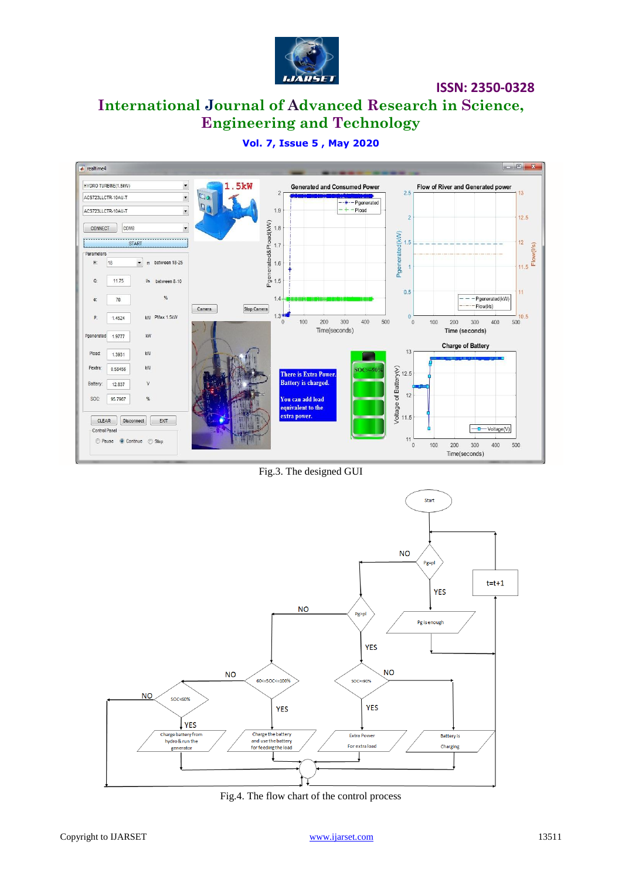Fig.3. The designed GUI

Fig.4. The flow chart of the control process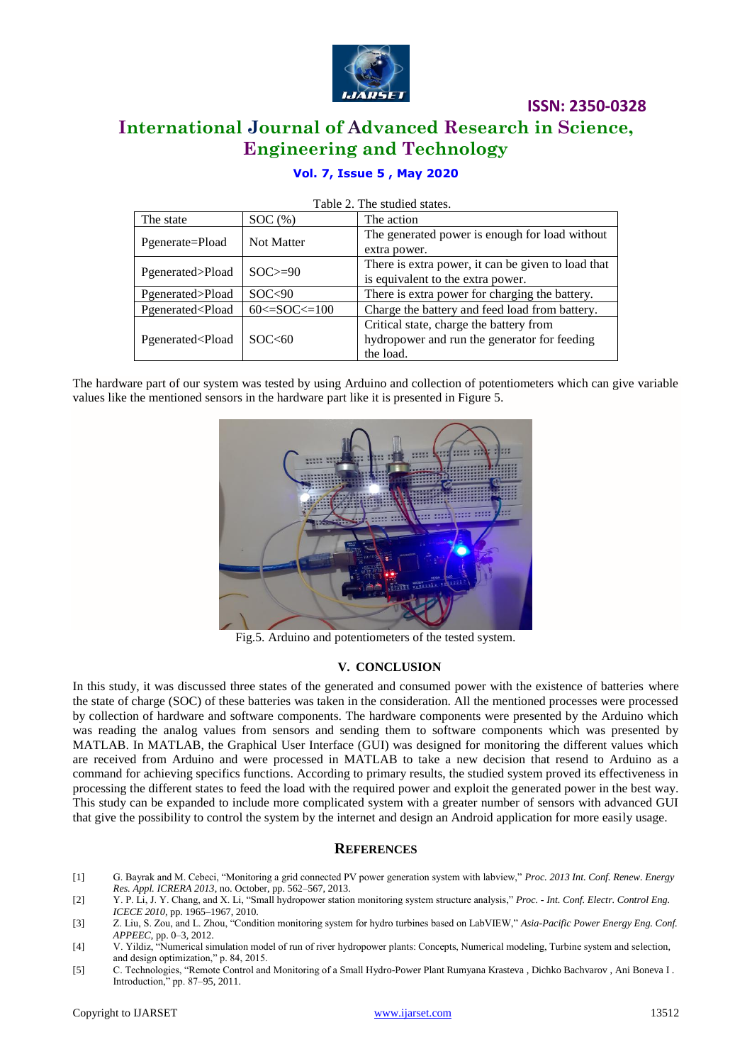Table 2. The studied states.

| The state | SOC (%) | The action |
|---|---|---|
| Pgenerate=Pload | Not Matter | The generated power is enough for load without extra power. |
| Pgenerated>Pload | SOC>=90 | There is extra power, it can be given to load that is equivalent to the extra power. |
| Pgenerated>Pload | SOC<90 | There is extra power for charging the battery. |
| Pgenerated<Pload | 60<=SOC<=100 | Charge the battery and feed load from battery. |
| Pgenerated<Pload | SOC<60 | Critical state, charge the battery from hydropower and run the generator for feeding the load. |

The hardware part of our system was tested by using Arduino and collection of potentiometers which can give variable values like the mentioned sensors in the hardware part like it is presented in Figure 5.

Fig.5. Arduino and potentiometers of the tested system.

## V. CONCLUSION

In this study, it was discussed three states of the generated and consumed power with the existence of batteries where the state of charge (SOC) of these batteries was taken in the consideration. All the mentioned processes were processed by collection of hardware and software components. The hardware components were presented by the Arduino which was reading the analog values from sensors and sending them to software components which was presented by MATLAB. In MATLAB, the Graphical User Interface (GUI) was designed for monitoring the different values which are received from Arduino and were processed in MATLAB to take a new decision that resend to Arduino as a command for achieving specifics functions. According to primary results, the studied system proved its effectiveness in processing the different states to feed the load with the required power and exploit the generated power in the best way. This study can be expanded to include more complicated system with a greater number of sensors with advanced GUI that give the possibility to control the system by the internet and design an Android application for more easily usage.

## REFERENCES

[1] G. Bayrak and M. Cebeci, "Monitoring a grid connected PV power generation system with labview," *Proc. 2013 Int. Conf. Renew. Energy Res. Appl. ICRERA 2013*, no. October, pp. 562–567, 2013.

[2] Y. P. Li, J. Y. Chang, and X. Li, "Small hydropower station monitoring system structure analysis," *Proc. - Int. Conf. Electr. Control Eng. ICECE 2010*, pp. 1965–1967, 2010.

[3] Z. Liu, S. Zou, and L. Zhou, "Condition monitoring system for hydro turbines based on LabVIEW," *Asia-Pacific Power Energy Eng. Conf. APPEEC*, pp. 0–3, 2012.

[4] V. Yildiz, "Numerical simulation model of run of river hydropower plants: Concepts, Numerical modeling, Turbine system and selection, and design optimization," p. 84, 2015.

[5] C. Technologies, "Remote Control and Monitoring of a Small Hydro-Power Plant Rumyana Krasteva , Dichko Bachvarov , Ani Boneva I . Introduction," pp. 87–95, 2011.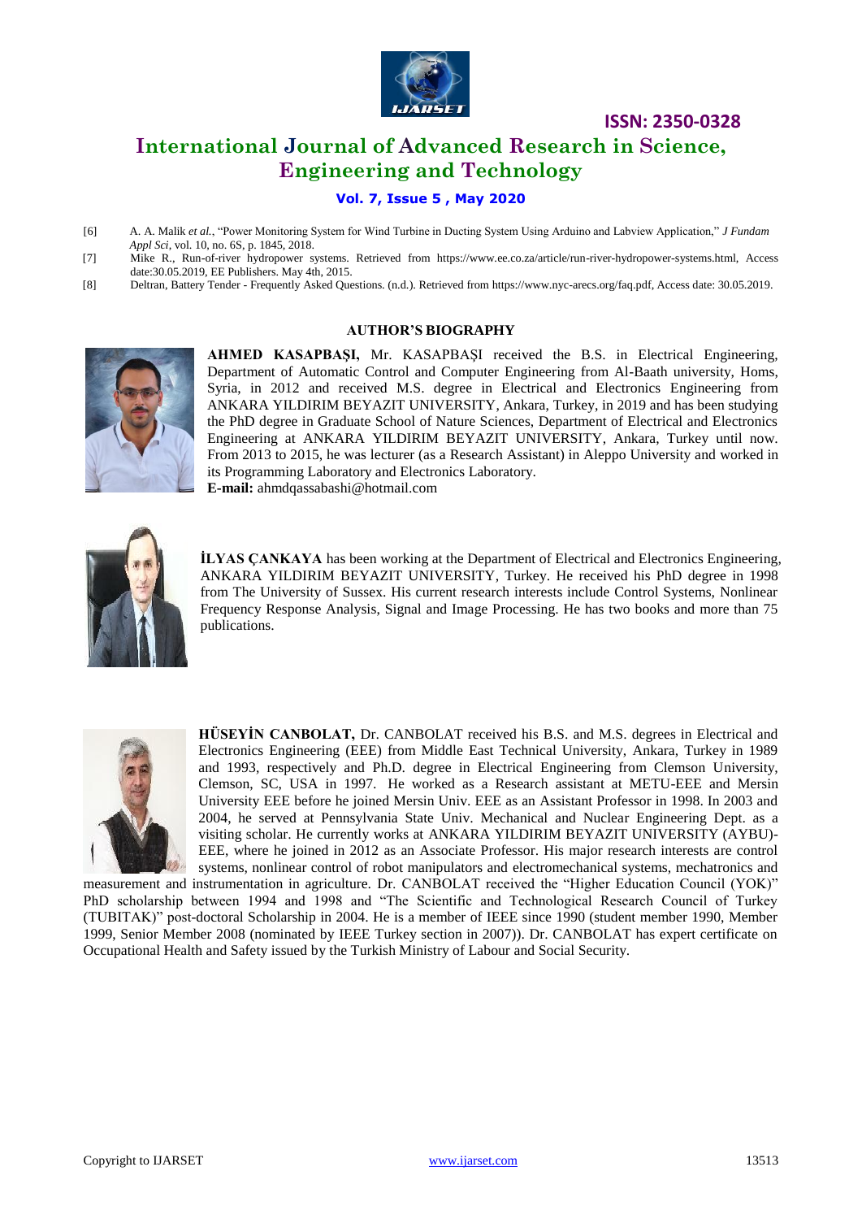[6] A. A. Malik *et al.*, "Power Monitoring System for Wind Turbine in Ducting System Using Arduino and Labview Application," *J Fundam Appl Sci*, vol. 10, no. 6S, p. 1845, 2018.

[7] Mike R., Run-of-river hydropower systems. Retrieved from https://www.ee.co.za/article/run-river-hydropower-systems.html, Access date:30.05.2019, EE Publishers. May 4th, 2015.

[8] Deltran, Battery Tender - Frequently Asked Questions. (n.d.). Retrieved from https://www.nyc-arecs.org/faq.pdf, Access date: 30.05.2019.

## AUTHOR'S BIOGRAPHY

**AHMED KASAPBAŞI,** Mr. KASAPBAŞI received the B.S. in Electrical Engineering, Department of Automatic Control and Computer Engineering from Al-Baath university, Homs, Syria, in 2012 and received M.S. degree in Electrical and Electronics Engineering from ANKARA YILDIRIM BEYAZIT UNIVERSITY, Ankara, Turkey, in 2019 and has been studying the PhD degree in Graduate School of Nature Sciences, Department of Electrical and Electronics Engineering at ANKARA YILDIRIM BEYAZIT UNIVERSITY, Ankara, Turkey until now. From 2013 to 2015, he was lecturer (as a Research Assistant) in Aleppo University and worked in its Programming Laboratory and Electronics Laboratory.
**E-mail:** ahmdqassabashi@hotmail.com

**İLYAS ÇANKAYA** has been working at the Department of Electrical and Electronics Engineering, ANKARA YILDIRIM BEYAZIT UNIVERSITY, Turkey. He received his PhD degree in 1998 from The University of Sussex. His current research interests include Control Systems, Nonlinear Frequency Response Analysis, Signal and Image Processing. He has two books and more than 75 publications.

**HÜSEYİN CANBOLAT,** Dr. CANBOLAT received his B.S. and M.S. degrees in Electrical and Electronics Engineering (EEE) from Middle East Technical University, Ankara, Turkey in 1989 and 1993, respectively and Ph.D. degree in Electrical Engineering from Clemson University, Clemson, SC, USA in 1997. He worked as a Research assistant at METU-EEE and Mersin University EEE before he joined Mersin Univ. EEE as an Assistant Professor in 1998. In 2003 and 2004, he served at Pennsylvania State Univ. Mechanical and Nuclear Engineering Dept. as a visiting scholar. He currently works at ANKARA YILDIRIM BEYAZIT UNIVERSITY (AYBU)-EEE, where he joined in 2012 as an Associate Professor. His major research interests are control systems, nonlinear control of robot manipulators and electromechanical systems, mechatronics and measurement and instrumentation in agriculture. Dr. CANBOLAT received the "Higher Education Council (YOK)" PhD scholarship between 1994 and 1998 and "The Scientific and Technological Research Council of Turkey (TUBITAK)" post-doctoral Scholarship in 2004. He is a member of IEEE since 1990 (student member 1990, Member 1999, Senior Member 2008 (nominated by IEEE Turkey section in 2007)). Dr. CANBOLAT has expert certificate on Occupational Health and Safety issued by the Turkish Ministry of Labour and Social Security.